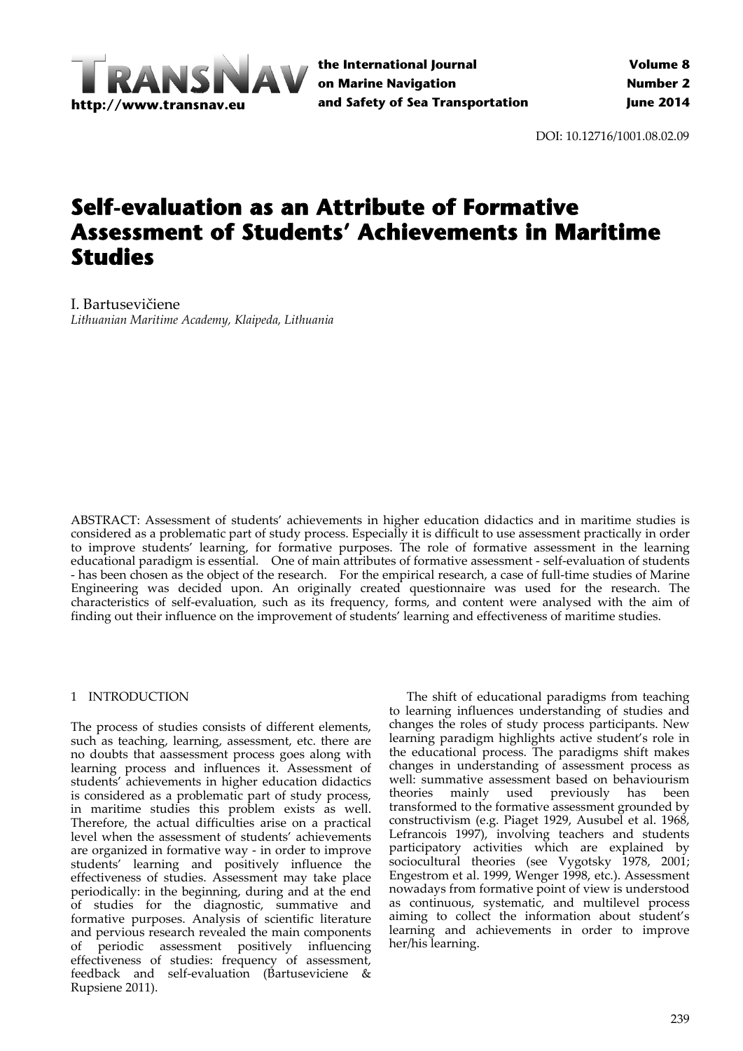DOI: 10.12716/1001.08.02.09

# Self-evaluation as an Attribute of Formative Assessment of Students' Achievements in Maritime Studies

I. Bartusevičiene
*Lithuanian Maritime Academy, Klaipeda, Lithuania*

ABSTRACT: Assessment of students' achievements in higher education didactics and in maritime studies is considered as a problematic part of study process. Especially it is difficult to use assessment practically in order to improve students' learning, for formative purposes. The role of formative assessment in the learning educational paradigm is essential. One of main attributes of formative assessment - self-evaluation of students - has been chosen as the object of the research. For the empirical research, a case of full-time studies of Marine Engineering was decided upon. An originally created questionnaire was used for the research. The characteristics of self-evaluation, such as its frequency, forms, and content were analysed with the aim of finding out their influence on the improvement of students' learning and effectiveness of maritime studies.

## 1 INTRODUCTION

The process of studies consists of different elements, such as teaching, learning, assessment, etc. there are no doubts that aassessment process goes along with learning process and influences it. Assessment of students' achievements in higher education didactics is considered as a problematic part of study process, in maritime studies this problem exists as well. Therefore, the actual difficulties arise on a practical level when the assessment of students' achievements are organized in formative way - in order to improve students' learning and positively influence the effectiveness of studies. Assessment may take place periodically: in the beginning, during and at the end of studies for the diagnostic, summative and formative purposes. Analysis of scientific literature and pervious research revealed the main components of periodic assessment positively influencing effectiveness of studies: frequency of assessment, feedback and self-evaluation (Bartuseviciene & Rupsiene 2011).

The shift of educational paradigms from teaching to learning influences understanding of studies and changes the roles of study process participants. New learning paradigm highlights active student's role in the educational process. The paradigms shift makes changes in understanding of assessment process as well: summative assessment based on behaviourism theories mainly used previously has been transformed to the formative assessment grounded by constructivism (e.g. Piaget 1929, Ausubel et al. 1968, Lefrancois 1997), involving teachers and students participatory activities which are explained by sociocultural theories (see Vygotsky 1978, 2001; Engestrom et al. 1999, Wenger 1998, etc.). Assessment nowadays from formative point of view is understood as continuous, systematic, and multilevel process aiming to collect the information about student's learning and achievements in order to improve her/his learning.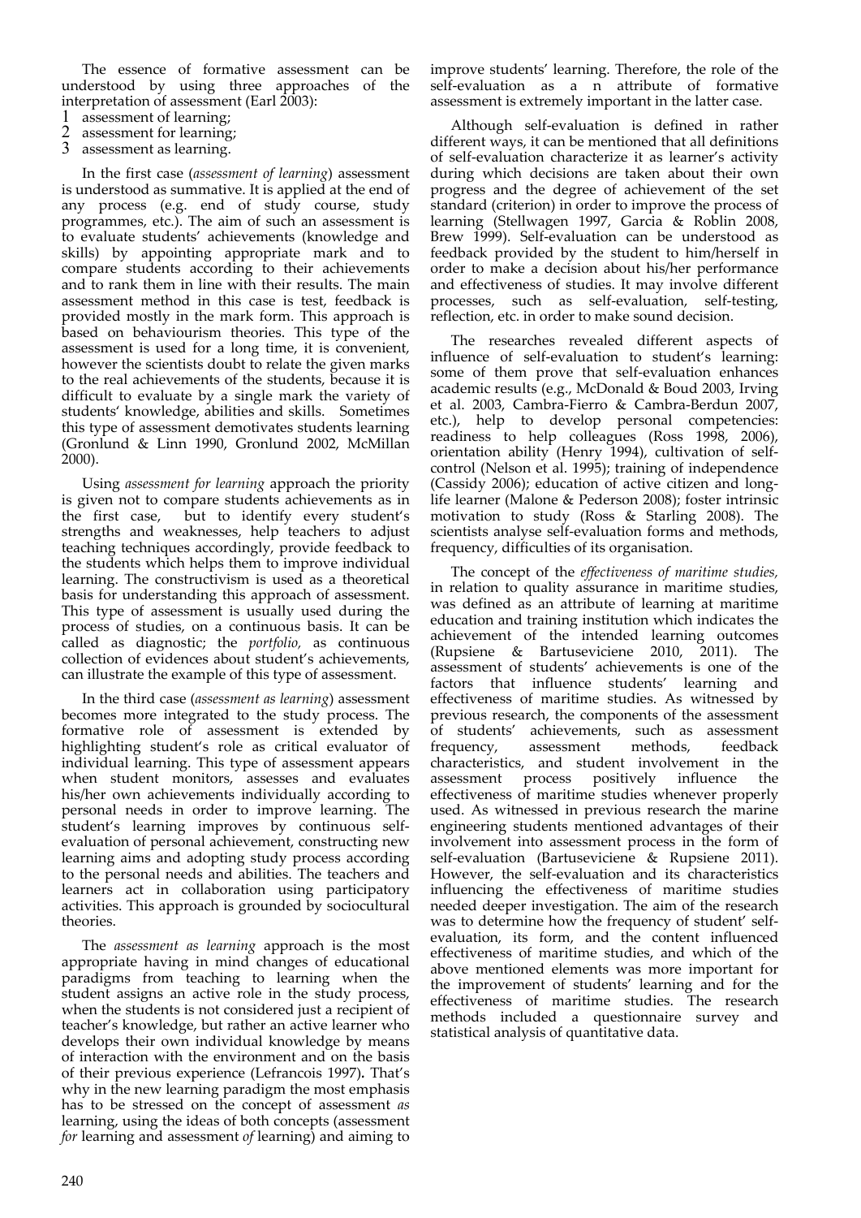The essence of formative assessment can be understood by using three approaches of the interpretation of assessment (Earl 2003):

1. assessment of learning;
2. assessment for learning;
3. assessment as learning.

In the first case (*assessment of learning*) assessment is understood as summative. It is applied at the end of any process (e.g. end of study course, study programmes, etc.). The aim of such an assessment is to evaluate students' achievements (knowledge and skills) by appointing appropriate mark and to compare students according to their achievements and to rank them in line with their results. The main assessment method in this case is test, feedback is provided mostly in the mark form. This approach is based on behaviourism theories. This type of the assessment is used for a long time, it is convenient, however the scientists doubt to relate the given marks to the real achievements of the students, because it is difficult to evaluate by a single mark the variety of students' knowledge, abilities and skills. Sometimes this type of assessment demotivates students learning (Gronlund & Linn 1990, Gronlund 2002, McMillan 2000).

Using *assessment for learning* approach the priority is given not to compare students achievements as in the first case, but to identify every student's strengths and weaknesses, help teachers to adjust teaching techniques accordingly, provide feedback to the students which helps them to improve individual learning. The constructivism is used as a theoretical basis for understanding this approach of assessment. This type of assessment is usually used during the process of studies, on a continuous basis. It can be called as diagnostic; the *portfolio,* as continuous collection of evidences about student's achievements, can illustrate the example of this type of assessment.

In the third case (*assessment as learning*) assessment becomes more integrated to the study process. The formative role of assessment is extended by highlighting student's role as critical evaluator of individual learning. This type of assessment appears when student monitors, assesses and evaluates his/her own achievements individually according to personal needs in order to improve learning. The student's learning improves by continuous self-evaluation of personal achievement, constructing new learning aims and adopting study process according to the personal needs and abilities. The teachers and learners act in collaboration using participatory activities. This approach is grounded by sociocultural theories.

The *assessment as learning* approach is the most appropriate having in mind changes of educational paradigms from teaching to learning when the student assigns an active role in the study process, when the students is not considered just a recipient of teacher's knowledge, but rather an active learner who develops their own individual knowledge by means of interaction with the environment and on the basis of their previous experience (Lefrancois 1997). That's why in the new learning paradigm the most emphasis has to be stressed on the concept of assessment *as* learning, using the ideas of both concepts (assessment *for* learning and assessment *of* learning) and aiming to improve students' learning. Therefore, the role of the self-evaluation as a n attribute of formative assessment is extremely important in the latter case.

Although self-evaluation is defined in rather different ways, it can be mentioned that all definitions of self-evaluation characterize it as learner's activity during which decisions are taken about their own progress and the degree of achievement of the set standard (criterion) in order to improve the process of learning (Stellwagen 1997, Garcia & Roblin 2008, Brew 1999). Self-evaluation can be understood as feedback provided by the student to him/herself in order to make a decision about his/her performance and effectiveness of studies. It may involve different processes, such as self-evaluation, self-testing, reflection, etc. in order to make sound decision.

The researches revealed different aspects of influence of self-evaluation to student's learning: some of them prove that self-evaluation enhances academic results (e.g., McDonald & Boud 2003, Irving et al. 2003, Cambra-Fierro & Cambra-Berdun 2007, etc.), help to develop personal competencies: readiness to help colleagues (Ross 1998, 2006), orientation ability (Henry 1994), cultivation of self-control (Nelson et al. 1995); training of independence (Cassidy 2006); education of active citizen and long-life learner (Malone & Pederson 2008); foster intrinsic motivation to study (Ross & Starling 2008). The scientists analyse self-evaluation forms and methods, frequency, difficulties of its organisation.

The concept of the *effectiveness of maritime studies,* in relation to quality assurance in maritime studies, was defined as an attribute of learning at maritime education and training institution which indicates the achievement of the intended learning outcomes (Rupsiene & Bartuseviciene 2010, 2011). The assessment of students' achievements is one of the factors that influence students' learning and effectiveness of maritime studies. As witnessed by previous research, the components of the assessment of students' achievements, such as assessment frequency, assessment methods, feedback characteristics, and student involvement in the assessment process positively influence the effectiveness of maritime studies whenever properly used. As witnessed in previous research the marine engineering students mentioned advantages of their involvement into assessment process in the form of self-evaluation (Bartuseviciene & Rupsiene 2011). However, the self-evaluation and its characteristics influencing the effectiveness of maritime studies needed deeper investigation. The aim of the research was to determine how the frequency of student' self-evaluation, its form, and the content influenced effectiveness of maritime studies, and which of the above mentioned elements was more important for the improvement of students' learning and for the effectiveness of maritime studies. The research methods included a questionnaire survey and statistical analysis of quantitative data.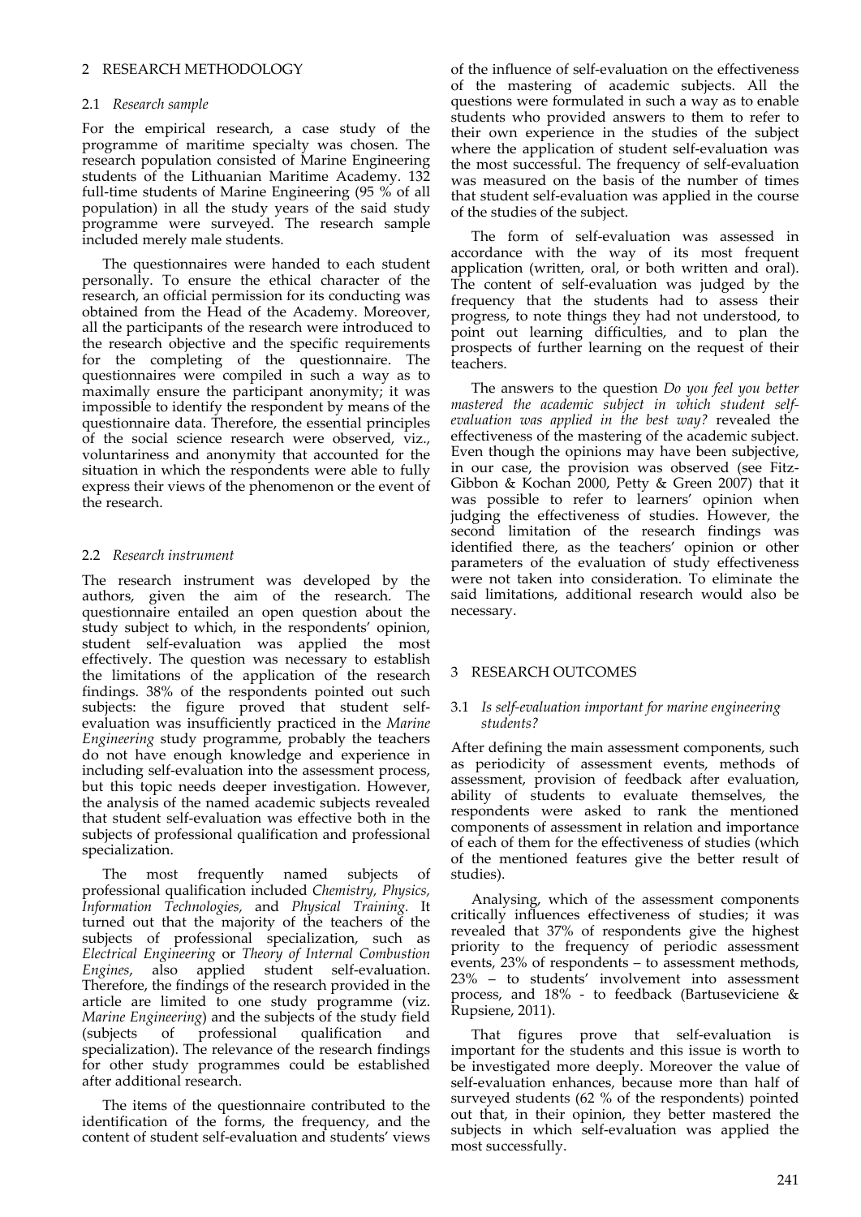## 2 RESEARCH METHODOLOGY

### 2.1 *Research sample*

For the empirical research, a case study of the programme of maritime specialty was chosen. The research population consisted of Marine Engineering students of the Lithuanian Maritime Academy. 132 full-time students of Marine Engineering (95 % of all population) in all the study years of the said study programme were surveyed. The research sample included merely male students.

The questionnaires were handed to each student personally. To ensure the ethical character of the research, an official permission for its conducting was obtained from the Head of the Academy. Moreover, all the participants of the research were introduced to the research objective and the specific requirements for the completing of the questionnaire. The questionnaires were compiled in such a way as to maximally ensure the participant anonymity; it was impossible to identify the respondent by means of the questionnaire data. Therefore, the essential principles of the social science research were observed, viz., voluntariness and anonymity that accounted for the situation in which the respondents were able to fully express their views of the phenomenon or the event of the research.

### 2.2 *Research instrument*

The research instrument was developed by the authors, given the aim of the research. The questionnaire entailed an open question about the study subject to which, in the respondents' opinion, student self-evaluation was applied the most effectively. The question was necessary to establish the limitations of the application of the research findings. 38% of the respondents pointed out such subjects: the figure proved that student self-evaluation was insufficiently practiced in the *Marine Engineering* study programme, probably the teachers do not have enough knowledge and experience in including self-evaluation into the assessment process, but this topic needs deeper investigation. However, the analysis of the named academic subjects revealed that student self-evaluation was effective both in the subjects of professional qualification and professional specialization.

The most frequently named subjects of professional qualification included *Chemistry, Physics, Information Technologies,* and *Physical Training.* It turned out that the majority of the teachers of the subjects of professional specialization, such as *Electrical Engineering* or *Theory of Internal Combustion Engines,* also applied student self-evaluation. Therefore, the findings of the research provided in the article are limited to one study programme (viz. *Marine Engineering*) and the subjects of the study field (subjects of professional qualification and specialization). The relevance of the research findings for other study programmes could be established after additional research.

The items of the questionnaire contributed to the identification of the forms, the frequency, and the content of student self-evaluation and students' views of the influence of self-evaluation on the effectiveness of the mastering of academic subjects. All the questions were formulated in such a way as to enable students who provided answers to them to refer to their own experience in the studies of the subject where the application of student self-evaluation was the most successful. The frequency of self-evaluation was measured on the basis of the number of times that student self-evaluation was applied in the course of the studies of the subject.

The form of self-evaluation was assessed in accordance with the way of its most frequent application (written, oral, or both written and oral). The content of self-evaluation was judged by the frequency that the students had to assess their progress, to note things they had not understood, to point out learning difficulties, and to plan the prospects of further learning on the request of their teachers.

The answers to the question *Do you feel you better mastered the academic subject in which student self-evaluation was applied in the best way?* revealed the effectiveness of the mastering of the academic subject. Even though the opinions may have been subjective, in our case, the provision was observed (see Fitz-Gibbon & Kochan 2000, Petty & Green 2007) that it was possible to refer to learners' opinion when judging the effectiveness of studies. However, the second limitation of the research findings was identified there, as the teachers' opinion or other parameters of the evaluation of study effectiveness were not taken into consideration. To eliminate the said limitations, additional research would also be necessary.

## 3 RESEARCH OUTCOMES

### 3.1 *Is self-evaluation important for marine engineering students?*

After defining the main assessment components, such as periodicity of assessment events, methods of assessment, provision of feedback after evaluation, ability of students to evaluate themselves, the respondents were asked to rank the mentioned components of assessment in relation and importance of each of them for the effectiveness of studies (which of the mentioned features give the better result of studies).

Analysing, which of the assessment components critically influences effectiveness of studies; it was revealed that 37% of respondents give the highest priority to the frequency of periodic assessment events, 23% of respondents – to assessment methods, 23% – to students' involvement into assessment process, and 18% - to feedback (Bartuseviciene & Rupsiene, 2011).

That figures prove that self-evaluation is important for the students and this issue is worth to be investigated more deeply. Moreover the value of self-evaluation enhances, because more than half of surveyed students (62 % of the respondents) pointed out that, in their opinion, they better mastered the subjects in which self-evaluation was applied the most successfully.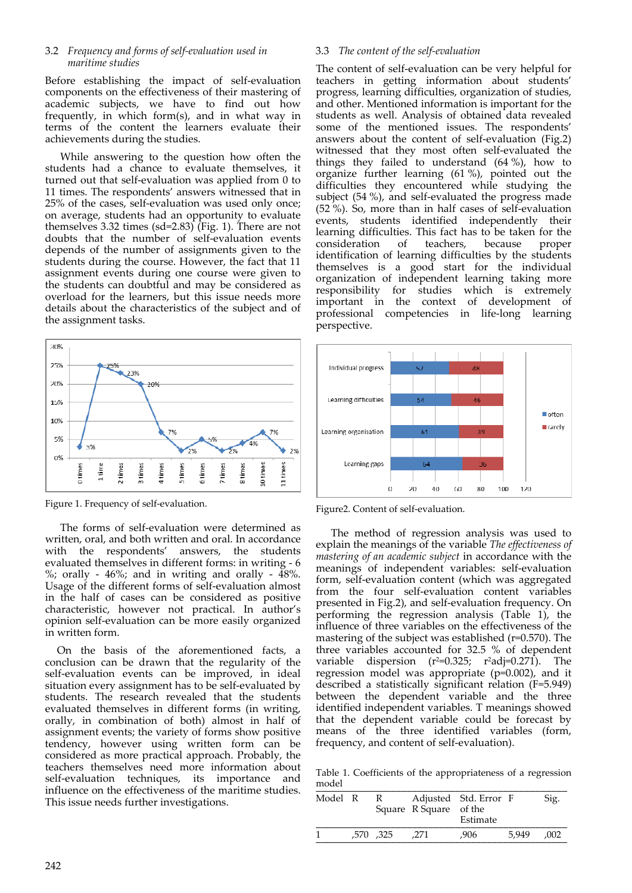### 3.2 *Frequency and forms of self-evaluation used in maritime studies*

Before establishing the impact of self-evaluation components on the effectiveness of their mastering of academic subjects, we have to find out how frequently, in which form(s), and in what way in terms of the content the learners evaluate their achievements during the studies.

While answering to the question how often the students had a chance to evaluate themselves, it turned out that self-evaluation was applied from 0 to 11 times. The respondents' answers witnessed that in 25% of the cases, self-evaluation was used only once; on average, students had an opportunity to evaluate themselves 3.32 times (sd=2.83) (Fig. 1). There are not doubts that the number of self-evaluation events depends of the number of assignments given to the students during the course. However, the fact that 11 assignment events during one course were given to the students can doubtful and may be considered as overload for the learners, but this issue needs more details about the characteristics of the subject and of the assignment tasks.

Figure 1. Frequency of self-evaluation.

The forms of self-evaluation were determined as written, oral, and both written and oral. In accordance with the respondents' answers, the students evaluated themselves in different forms: in writing - 6 %; orally - 46%; and in writing and orally - 48%. Usage of the different forms of self-evaluation almost in the half of cases can be considered as positive characteristic, however not practical. In author's opinion self-evaluation can be more easily organized in written form.

On the basis of the aforementioned facts, a conclusion can be drawn that the regularity of the self-evaluation events can be improved, in ideal situation every assignment has to be self-evaluated by students. The research revealed that the students evaluated themselves in different forms (in writing, orally, in combination of both) almost in half of assignment events; the variety of forms show positive tendency, however using written form can be considered as more practical approach. Probably, the teachers themselves need more information about self-evaluation techniques, its importance and influence on the effectiveness of the maritime studies. This issue needs further investigations.

### 3.3 *The content of the self-evaluation*

The content of self-evaluation can be very helpful for teachers in getting information about students' progress, learning difficulties, organization of studies, and other. Mentioned information is important for the students as well. Analysis of obtained data revealed some of the mentioned issues. The respondents' answers about the content of self-evaluation (Fig.2) witnessed that they most often self-evaluated the things they failed to understand (64 %), how to organize further learning (61 %), pointed out the difficulties they encountered while studying the subject (54 %), and self-evaluated the progress made (52 %). So, more than in half cases of self-evaluation events, students identified independently their learning difficulties. This fact has to be taken for the consideration of teachers, because proper identification of learning difficulties by the students themselves is a good start for the individual organization of independent learning taking more responsibility for studies which is extremely important in the context of development of professional competencies in life-long learning perspective.

Figure2. Content of self-evaluation.

The method of regression analysis was used to explain the meanings of the variable *The effectiveness of mastering of an academic subject* in accordance with the meanings of independent variables: self-evaluation form, self-evaluation content (which was aggregated from the four self-evaluation content variables presented in Fig.2), and self-evaluation frequency. On performing the regression analysis (Table 1), the influence of three variables on the effectiveness of the mastering of the subject was established (r=0.570). The three variables accounted for 32.5 % of dependent variable dispersion ($r^2$=0.325; $r^2$adj=0.271). The regression model was appropriate (p=0.002), and it described a statistically significant relation (F=5.949) between the dependent variable and the three identified independent variables. T meanings showed that the dependent variable could be forecast by means of the three identified variables (form, frequency, and content of self-evaluation).

Table 1. Coefficients of the appropriateness of a regression model

| Model | R | R Square | Adjusted R Square | Std. Error of the Estimate | F | Sig. |
|---|---|---|---|---|---|---|
| 1 | ,570 | ,325 | ,271 | ,906 | 5,949 | ,002 |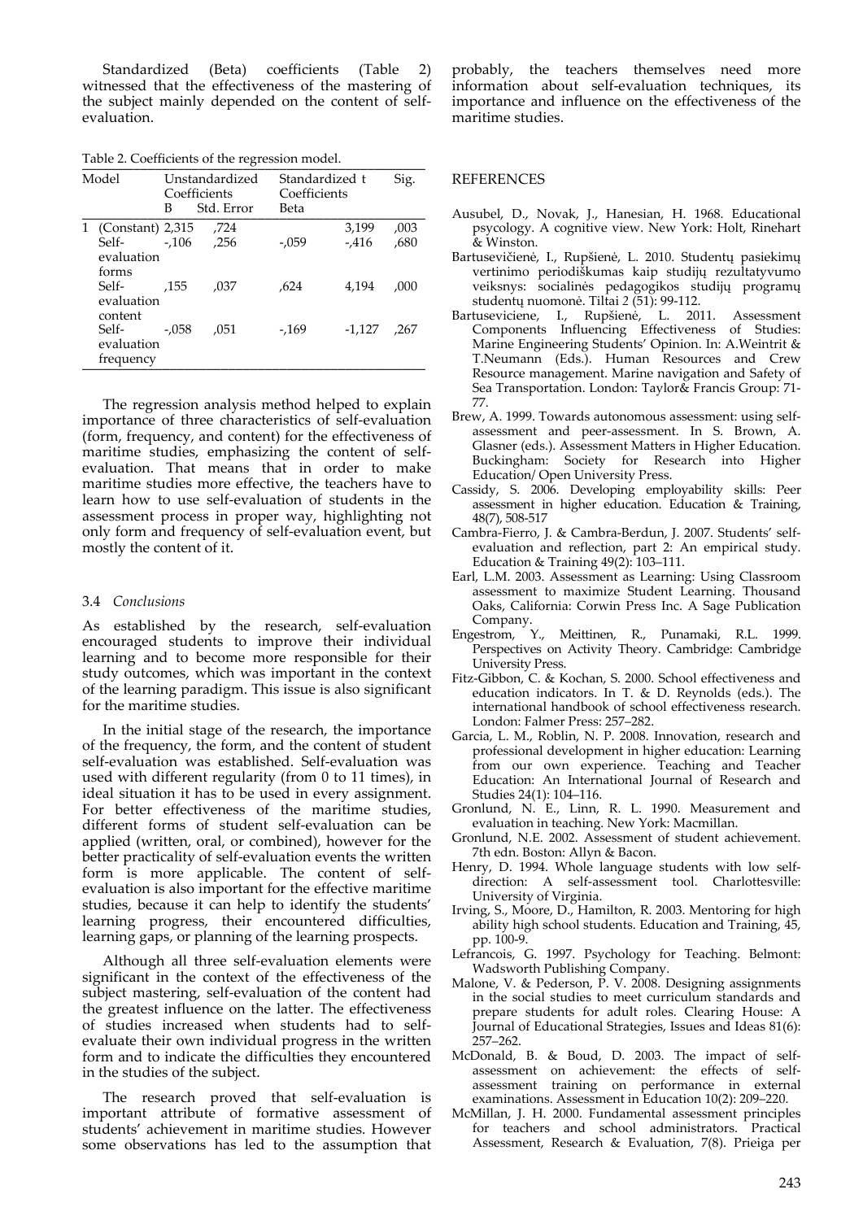Standardized (Beta) coefficients (Table 2) witnessed that the effectiveness of the mastering of the subject mainly depended on the content of self-evaluation.

Table 2. Coefficients of the regression model.

| Model | | Unstandardized Coefficients | | Standardized Coefficients | t | Sig. |
|---|---|---|---|---|---|---|
| | | B | Std. Error | Beta | | |
| 1 | (Constant) | 2,315 | ,724 | | 3,199 | ,003 |
| | Self-evaluation forms | -,106 | ,256 | -,059 | -,416 | ,680 |
| | Self-evaluation content | ,155 | ,037 | ,624 | 4,194 | ,000 |
| | Self-evaluation frequency | -,058 | ,051 | -,169 | -1,127 | ,267 |

The regression analysis method helped to explain importance of three characteristics of self-evaluation (form, frequency, and content) for the effectiveness of maritime studies, emphasizing the content of self-evaluation. That means that in order to make maritime studies more effective, the teachers have to learn how to use self-evaluation of students in the assessment process in proper way, highlighting not only form and frequency of self-evaluation event, but mostly the content of it.

### 3.4 *Conclusions*

As established by the research, self-evaluation encouraged students to improve their individual learning and to become more responsible for their study outcomes, which was important in the context of the learning paradigm. This issue is also significant for the maritime studies.

In the initial stage of the research, the importance of the frequency, the form, and the content of student self-evaluation was established. Self-evaluation was used with different regularity (from 0 to 11 times), in ideal situation it has to be used in every assignment. For better effectiveness of the maritime studies, different forms of student self-evaluation can be applied (written, oral, or combined), however for the better practicality of self-evaluation events the written form is more applicable. The content of self-evaluation is also important for the effective maritime studies, because it can help to identify the students' learning progress, their encountered difficulties, learning gaps, or planning of the learning prospects.

Although all three self-evaluation elements were significant in the context of the effectiveness of the subject mastering, self-evaluation of the content had the greatest influence on the latter. The effectiveness of studies increased when students had to self-evaluate their own individual progress in the written form and to indicate the difficulties they encountered in the studies of the subject.

The research proved that self-evaluation is important attribute of formative assessment of students' achievement in maritime studies. However some observations has led to the assumption that probably, the teachers themselves need more information about self-evaluation techniques, its importance and influence on the effectiveness of the maritime studies.

## REFERENCES

Ausubel, D., Novak, J., Hanesian, H. 1968. Educational psycology. A cognitive view. New York: Holt, Rinehart & Winston.

Bartusevičienė, I., Rupšienė, L. 2010. Studentų pasiekimų vertinimo periodiškumas kaip studijų rezultatyvumo veiksnys: socialinės pedagogikos studijų programų studentų nuomonė. Tiltai 2 (51): 99-112.

Bartuseviciene, I., Rupšienė, L. 2011. Assessment Components Influencing Effectiveness of Studies: Marine Engineering Students' Opinion. In: A.Weintrit & T.Neumann (Eds.). Human Resources and Crew Resource management. Marine navigation and Safety of Sea Transportation. London: Taylor& Francis Group: 71-77.

Brew, A. 1999. Towards autonomous assessment: using self-assessment and peer-assessment. In S. Brown, A. Glasner (eds.). Assessment Matters in Higher Education. Buckingham: Society for Research into Higher Education/ Open University Press.

Cassidy, S. 2006. Developing employability skills: Peer assessment in higher education. Education & Training, 48(7), 508-517

Cambra-Fierro, J. & Cambra-Berdun, J. 2007. Students' self-evaluation and reflection, part 2: An empirical study. Education & Training 49(2): 103–111.

Earl, L.M. 2003. Assessment as Learning: Using Classroom assessment to maximize Student Learning. Thousand Oaks, California: Corwin Press Inc. A Sage Publication Company.

Engestrom, Y., Meittinen, R., Punamaki, R.L. 1999. Perspectives on Activity Theory. Cambridge: Cambridge University Press.

Fitz-Gibbon, C. & Kochan, S. 2000. School effectiveness and education indicators. In T. & D. Reynolds (eds.). The international handbook of school effectiveness research. London: Falmer Press: 257–282.

Garcia, L. M., Roblin, N. P. 2008. Innovation, research and professional development in higher education: Learning from our own experience. Teaching and Teacher Education: An International Journal of Research and Studies 24(1): 104–116.

Gronlund, N. E., Linn, R. L. 1990. Measurement and evaluation in teaching. New York: Macmillan.

Gronlund, N.E. 2002. Assessment of student achievement. 7th edn. Boston: Allyn & Bacon.

Henry, D. 1994. Whole language students with low self-direction: A self-assessment tool. Charlottesville: University of Virginia.

Irving, S., Moore, D., Hamilton, R. 2003. Mentoring for high ability high school students. Education and Training, 45, pp. 100-9.

Lefrancois, G. 1997. Psychology for Teaching. Belmont: Wadsworth Publishing Company.

Malone, V. & Pederson, P. V. 2008. Designing assignments in the social studies to meet curriculum standards and prepare students for adult roles. Clearing House: A Journal of Educational Strategies, Issues and Ideas 81(6): 257–262.

McDonald, B. & Boud, D. 2003. The impact of self-assessment on achievement: the effects of self-assessment training on performance in external examinations. Assessment in Education 10(2): 209–220.

McMillan, J. H. 2000. Fundamental assessment principles for teachers and school administrators. Practical Assessment, Research & Evaluation, 7(8). Prieiga per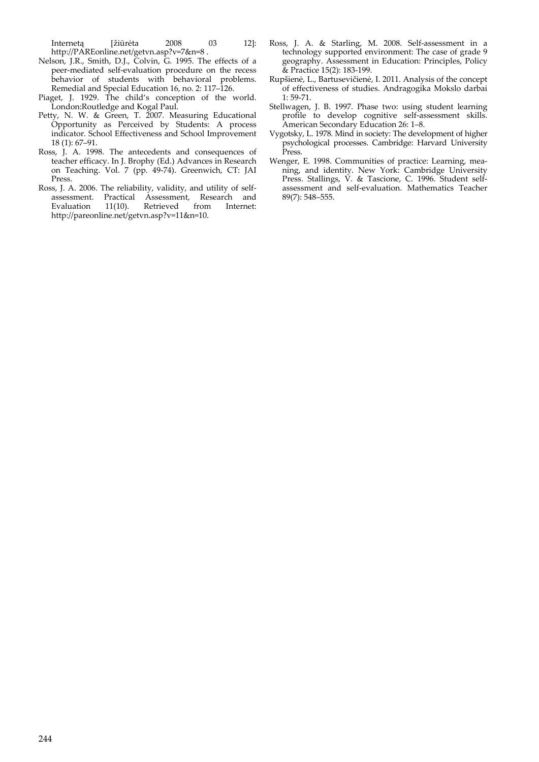Internetą [žiūrėta 2008 03 12]: http://PAREonline.net/getvn.asp?v=7&n=8 .

Nelson, J.R., Smith, D.J., Colvin, G. 1995. The effects of a peer-mediated self-evaluation procedure on the recess behavior of students with behavioral problems. Remedial and Special Education 16, no. 2: 117–126.

Piaget, J. 1929. The child's conception of the world. London:Routledge and Kogal Paul.

Petty, N. W. & Green, T. 2007. Measuring Educational Opportunity as Perceived by Students: A process indicator. School Effectiveness and School Improvement 18 (1): 67–91.

Ross, J. A. 1998. The antecedents and consequences of teacher efficacy. In J. Brophy (Ed.) Advances in Research on Teaching. Vol. 7 (pp. 49-74). Greenwich, CT: JAI Press.

Ross, J. A. 2006. The reliability, validity, and utility of self-assessment. Practical Assessment, Research and Evaluation 11(10). Retrieved from Internet: http://pareonline.net/getvn.asp?v=11&n=10.

Ross, J. A. & Starling, M. 2008. Self-assessment in a technology supported environment: The case of grade 9 geography. Assessment in Education: Principles, Policy & Practice 15(2): 183-199.

Rupšienė, L., Bartusevičienė, I. 2011. Analysis of the concept of effectiveness of studies. Andragogika Mokslo darbai 1: 59-71.

Stellwagen, J. B. 1997. Phase two: using student learning profile to develop cognitive self-assessment skills. American Secondary Education 26: 1–8.

Vygotsky, L. 1978. Mind in society: The development of higher psychological processes. Cambridge: Harvard University Press.

Wenger, E. 1998. Communities of practice: Learning, meaning, and identity. New York: Cambridge University Press. Stallings, V. & Tascione, C. 1996. Student self-assessment and self-evaluation. Mathematics Teacher 89(7): 548–555.